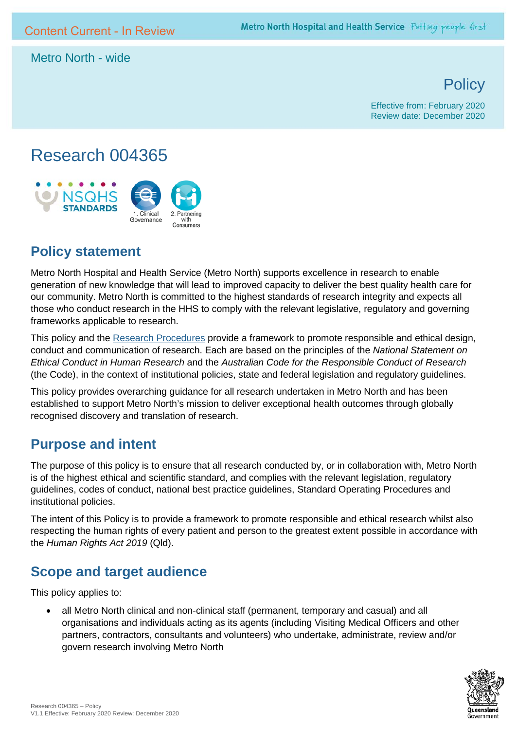Content Current - In Review

Metro North - wide

Policy

Effective from: February 2020
Review date: December 2020

# Research 004365

NSQHS STANDARDS
1. Clinical Governance
2. Partnering with Consumers

## Policy statement

Metro North Hospital and Health Service (Metro North) supports excellence in research to enable generation of new knowledge that will lead to improved capacity to deliver the best quality health care for our community. Metro North is committed to the highest standards of research integrity and expects all those who conduct research in the HHS to comply with the relevant legislative, regulatory and governing frameworks applicable to research.

This policy and the Research Procedures provide a framework to promote responsible and ethical design, conduct and communication of research. Each are based on the principles of the *National Statement on Ethical Conduct in Human Research* and the *Australian Code for the Responsible Conduct of Research* (the Code), in the context of institutional policies, state and federal legislation and regulatory guidelines.

This policy provides overarching guidance for all research undertaken in Metro North and has been established to support Metro North's mission to deliver exceptional health outcomes through globally recognised discovery and translation of research.

## Purpose and intent

The purpose of this policy is to ensure that all research conducted by, or in collaboration with, Metro North is of the highest ethical and scientific standard, and complies with the relevant legislation, regulatory guidelines, codes of conduct, national best practice guidelines, Standard Operating Procedures and institutional policies.

The intent of this Policy is to provide a framework to promote responsible and ethical research whilst also respecting the human rights of every patient and person to the greatest extent possible in accordance with the *Human Rights Act 2019* (Qld).

## Scope and target audience

This policy applies to:

- all Metro North clinical and non-clinical staff (permanent, temporary and casual) and all organisations and individuals acting as its agents (including Visiting Medical Officers and other partners, contractors, consultants and volunteers) who undertake, administrate, review and/or govern research involving Metro North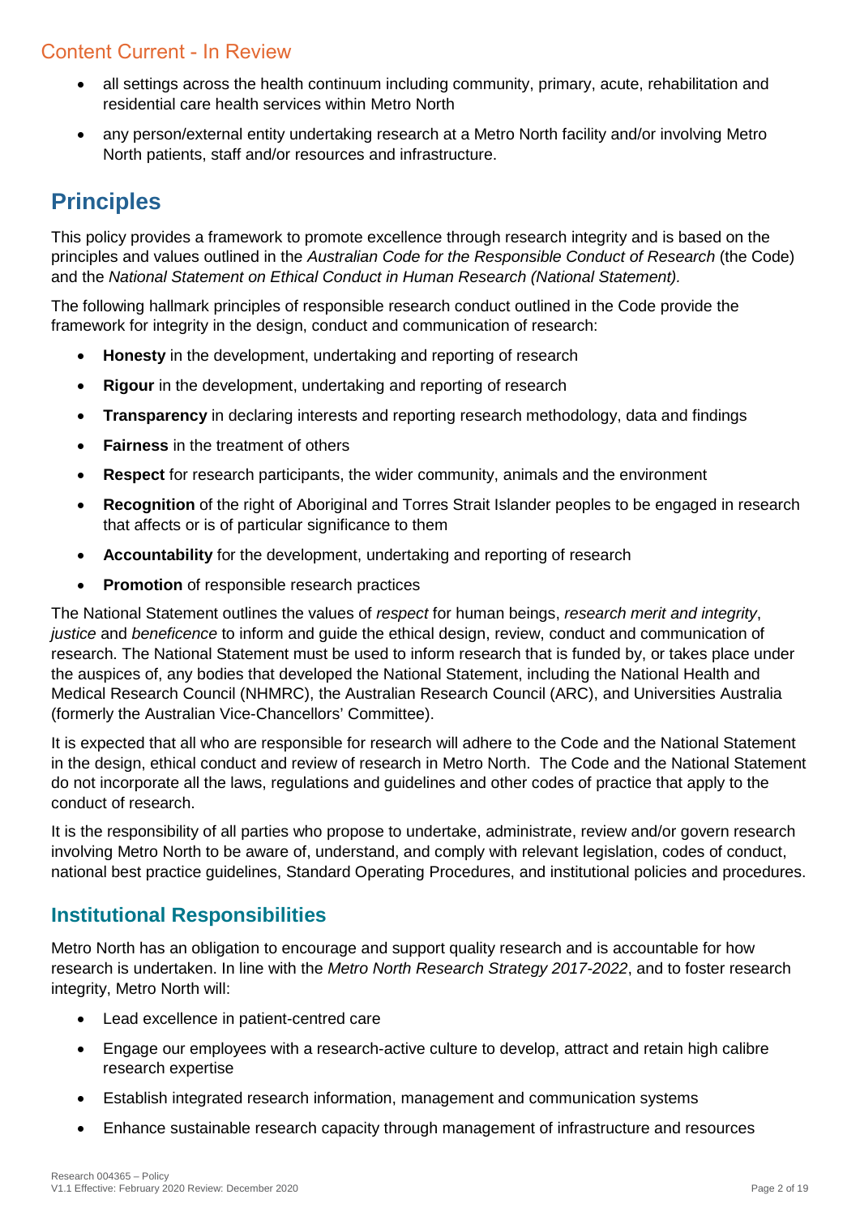- all settings across the health continuum including community, primary, acute, rehabilitation and residential care health services within Metro North
- any person/external entity undertaking research at a Metro North facility and/or involving Metro North patients, staff and/or resources and infrastructure.

# Principles

This policy provides a framework to promote excellence through research integrity and is based on the principles and values outlined in the *Australian Code for the Responsible Conduct of Research* (the Code) and the *National Statement on Ethical Conduct in Human Research (National Statement).*

The following hallmark principles of responsible research conduct outlined in the Code provide the framework for integrity in the design, conduct and communication of research:

- **Honesty** in the development, undertaking and reporting of research
- **Rigour** in the development, undertaking and reporting of research
- **Transparency** in declaring interests and reporting research methodology, data and findings
- **Fairness** in the treatment of others
- **Respect** for research participants, the wider community, animals and the environment
- **Recognition** of the right of Aboriginal and Torres Strait Islander peoples to be engaged in research that affects or is of particular significance to them
- **Accountability** for the development, undertaking and reporting of research
- **Promotion** of responsible research practices

The National Statement outlines the values of *respect* for human beings, *research merit and integrity*, *justice* and *beneficence* to inform and guide the ethical design, review, conduct and communication of research. The National Statement must be used to inform research that is funded by, or takes place under the auspices of, any bodies that developed the National Statement, including the National Health and Medical Research Council (NHMRC), the Australian Research Council (ARC), and Universities Australia (formerly the Australian Vice-Chancellors' Committee).

It is expected that all who are responsible for research will adhere to the Code and the National Statement in the design, ethical conduct and review of research in Metro North. The Code and the National Statement do not incorporate all the laws, regulations and guidelines and other codes of practice that apply to the conduct of research.

It is the responsibility of all parties who propose to undertake, administrate, review and/or govern research involving Metro North to be aware of, understand, and comply with relevant legislation, codes of conduct, national best practice guidelines, Standard Operating Procedures, and institutional policies and procedures.

## Institutional Responsibilities

Metro North has an obligation to encourage and support quality research and is accountable for how research is undertaken. In line with the *Metro North Research Strategy 2017-2022*, and to foster research integrity, Metro North will:

- Lead excellence in patient-centred care
- Engage our employees with a research-active culture to develop, attract and retain high calibre research expertise
- Establish integrated research information, management and communication systems
- Enhance sustainable research capacity through management of infrastructure and resources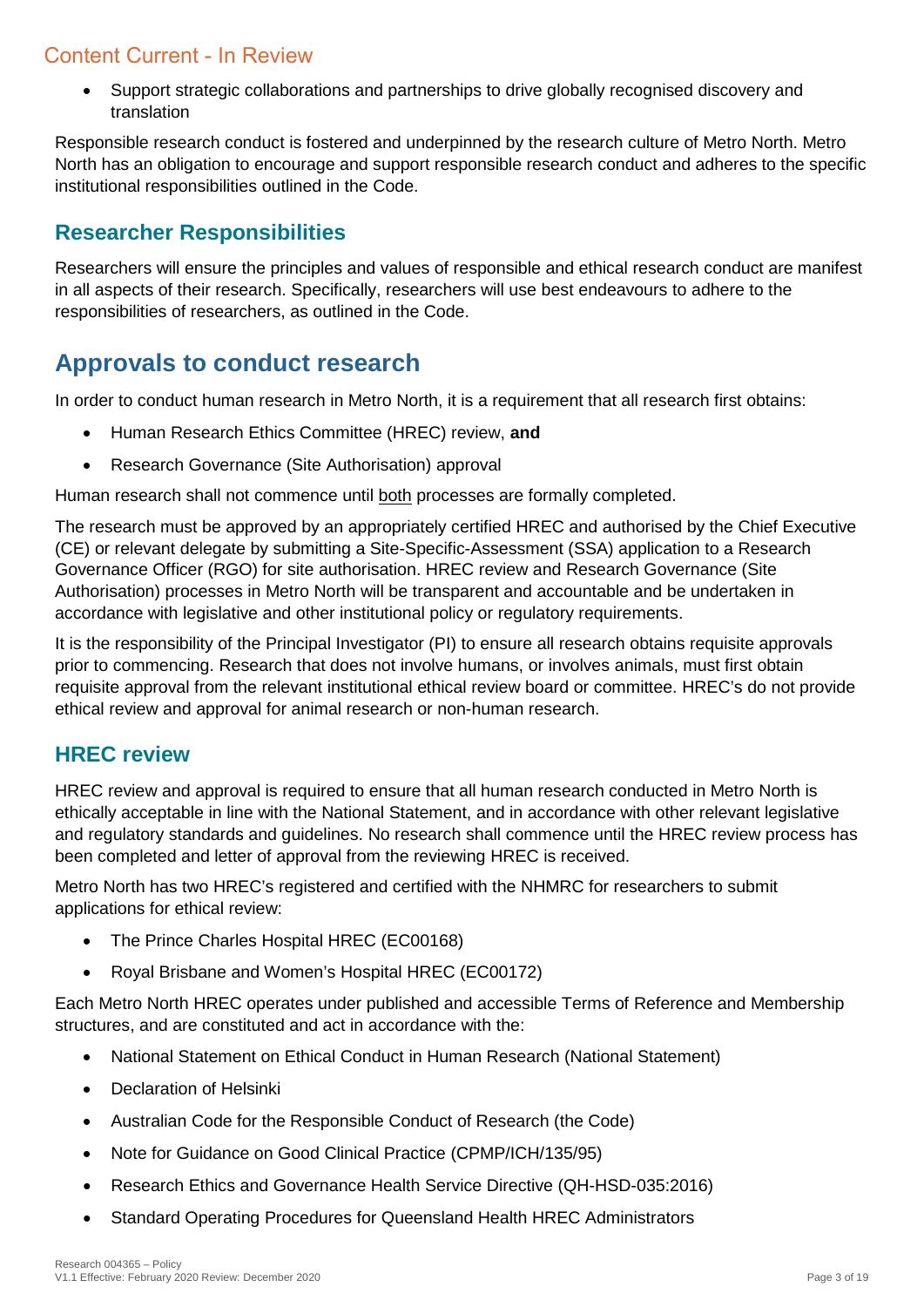- Support strategic collaborations and partnerships to drive globally recognised discovery and translation

Responsible research conduct is fostered and underpinned by the research culture of Metro North. Metro North has an obligation to encourage and support responsible research conduct and adheres to the specific institutional responsibilities outlined in the Code.

### Researcher Responsibilities

Researchers will ensure the principles and values of responsible and ethical research conduct are manifest in all aspects of their research. Specifically, researchers will use best endeavours to adhere to the responsibilities of researchers, as outlined in the Code.

## Approvals to conduct research

In order to conduct human research in Metro North, it is a requirement that all research first obtains:

- Human Research Ethics Committee (HREC) review, **and**
- Research Governance (Site Authorisation) approval

Human research shall not commence until both processes are formally completed.

The research must be approved by an appropriately certified HREC and authorised by the Chief Executive (CE) or relevant delegate by submitting a Site-Specific-Assessment (SSA) application to a Research Governance Officer (RGO) for site authorisation. HREC review and Research Governance (Site Authorisation) processes in Metro North will be transparent and accountable and be undertaken in accordance with legislative and other institutional policy or regulatory requirements.

It is the responsibility of the Principal Investigator (PI) to ensure all research obtains requisite approvals prior to commencing. Research that does not involve humans, or involves animals, must first obtain requisite approval from the relevant institutional ethical review board or committee. HREC's do not provide ethical review and approval for animal research or non-human research.

### HREC review

HREC review and approval is required to ensure that all human research conducted in Metro North is ethically acceptable in line with the National Statement, and in accordance with other relevant legislative and regulatory standards and guidelines. No research shall commence until the HREC review process has been completed and letter of approval from the reviewing HREC is received.

Metro North has two HREC's registered and certified with the NHMRC for researchers to submit applications for ethical review:

- The Prince Charles Hospital HREC (EC00168)
- Royal Brisbane and Women's Hospital HREC (EC00172)

Each Metro North HREC operates under published and accessible Terms of Reference and Membership structures, and are constituted and act in accordance with the:

- National Statement on Ethical Conduct in Human Research (National Statement)
- Declaration of Helsinki
- Australian Code for the Responsible Conduct of Research (the Code)
- Note for Guidance on Good Clinical Practice (CPMP/ICH/135/95)
- Research Ethics and Governance Health Service Directive (QH-HSD-035:2016)
- Standard Operating Procedures for Queensland Health HREC Administrators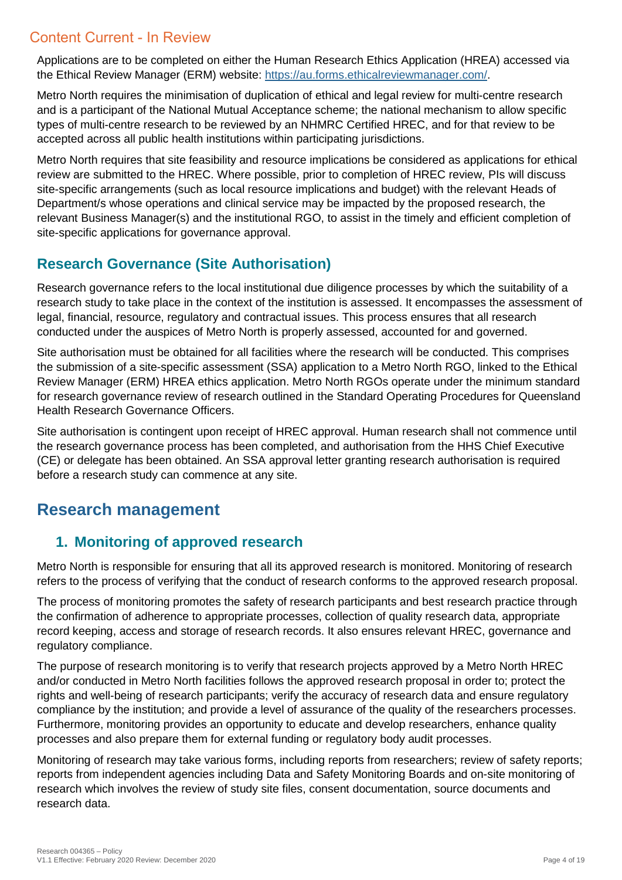Applications are to be completed on either the Human Research Ethics Application (HREA) accessed via the Ethical Review Manager (ERM) website: https://au.forms.ethicalreviewmanager.com/.

Metro North requires the minimisation of duplication of ethical and legal review for multi-centre research and is a participant of the National Mutual Acceptance scheme; the national mechanism to allow specific types of multi-centre research to be reviewed by an NHMRC Certified HREC, and for that review to be accepted across all public health institutions within participating jurisdictions.

Metro North requires that site feasibility and resource implications be considered as applications for ethical review are submitted to the HREC. Where possible, prior to completion of HREC review, PIs will discuss site-specific arrangements (such as local resource implications and budget) with the relevant Heads of Department/s whose operations and clinical service may be impacted by the proposed research, the relevant Business Manager(s) and the institutional RGO, to assist in the timely and efficient completion of site-specific applications for governance approval.

### Research Governance (Site Authorisation)

Research governance refers to the local institutional due diligence processes by which the suitability of a research study to take place in the context of the institution is assessed. It encompasses the assessment of legal, financial, resource, regulatory and contractual issues. This process ensures that all research conducted under the auspices of Metro North is properly assessed, accounted for and governed.

Site authorisation must be obtained for all facilities where the research will be conducted. This comprises the submission of a site-specific assessment (SSA) application to a Metro North RGO, linked to the Ethical Review Manager (ERM) HREA ethics application. Metro North RGOs operate under the minimum standard for research governance review of research outlined in the Standard Operating Procedures for Queensland Health Research Governance Officers.

Site authorisation is contingent upon receipt of HREC approval. Human research shall not commence until the research governance process has been completed, and authorisation from the HHS Chief Executive (CE) or delegate has been obtained. An SSA approval letter granting research authorisation is required before a research study can commence at any site.

## Research management

### 1. Monitoring of approved research

Metro North is responsible for ensuring that all its approved research is monitored. Monitoring of research refers to the process of verifying that the conduct of research conforms to the approved research proposal.

The process of monitoring promotes the safety of research participants and best research practice through the confirmation of adherence to appropriate processes, collection of quality research data, appropriate record keeping, access and storage of research records. It also ensures relevant HREC, governance and regulatory compliance.

The purpose of research monitoring is to verify that research projects approved by a Metro North HREC and/or conducted in Metro North facilities follows the approved research proposal in order to; protect the rights and well-being of research participants; verify the accuracy of research data and ensure regulatory compliance by the institution; and provide a level of assurance of the quality of the researchers processes. Furthermore, monitoring provides an opportunity to educate and develop researchers, enhance quality processes and also prepare them for external funding or regulatory body audit processes.

Monitoring of research may take various forms, including reports from researchers; review of safety reports; reports from independent agencies including Data and Safety Monitoring Boards and on-site monitoring of research which involves the review of study site files, consent documentation, source documents and research data.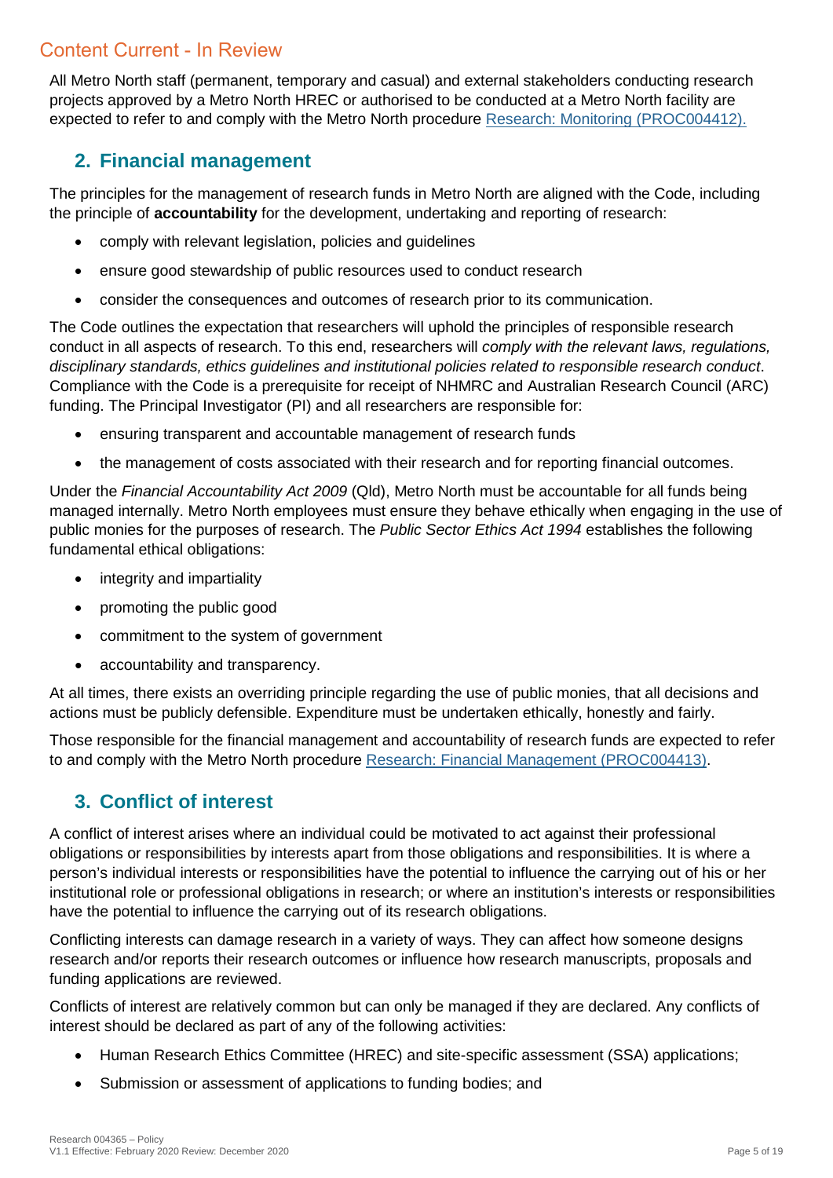Content Current - In Review

All Metro North staff (permanent, temporary and casual) and external stakeholders conducting research projects approved by a Metro North HREC or authorised to be conducted at a Metro North facility are expected to refer to and comply with the Metro North procedure Research: Monitoring (PROC004412).

## 2. Financial management

The principles for the management of research funds in Metro North are aligned with the Code, including the principle of **accountability** for the development, undertaking and reporting of research:

- comply with relevant legislation, policies and guidelines
- ensure good stewardship of public resources used to conduct research
- consider the consequences and outcomes of research prior to its communication.

The Code outlines the expectation that researchers will uphold the principles of responsible research conduct in all aspects of research. To this end, researchers will *comply with the relevant laws, regulations, disciplinary standards, ethics guidelines and institutional policies related to responsible research conduct*. Compliance with the Code is a prerequisite for receipt of NHMRC and Australian Research Council (ARC) funding. The Principal Investigator (PI) and all researchers are responsible for:

- ensuring transparent and accountable management of research funds
- the management of costs associated with their research and for reporting financial outcomes.

Under the *Financial Accountability Act 2009* (Qld), Metro North must be accountable for all funds being managed internally. Metro North employees must ensure they behave ethically when engaging in the use of public monies for the purposes of research. The *Public Sector Ethics Act 1994* establishes the following fundamental ethical obligations:

- integrity and impartiality
- promoting the public good
- commitment to the system of government
- accountability and transparency.

At all times, there exists an overriding principle regarding the use of public monies, that all decisions and actions must be publicly defensible. Expenditure must be undertaken ethically, honestly and fairly.

Those responsible for the financial management and accountability of research funds are expected to refer to and comply with the Metro North procedure Research: Financial Management (PROC004413).

## 3. Conflict of interest

A conflict of interest arises where an individual could be motivated to act against their professional obligations or responsibilities by interests apart from those obligations and responsibilities. It is where a person's individual interests or responsibilities have the potential to influence the carrying out of his or her institutional role or professional obligations in research; or where an institution's interests or responsibilities have the potential to influence the carrying out of its research obligations.

Conflicting interests can damage research in a variety of ways. They can affect how someone designs research and/or reports their research outcomes or influence how research manuscripts, proposals and funding applications are reviewed.

Conflicts of interest are relatively common but can only be managed if they are declared. Any conflicts of interest should be declared as part of any of the following activities:

- Human Research Ethics Committee (HREC) and site-specific assessment (SSA) applications;
- Submission or assessment of applications to funding bodies; and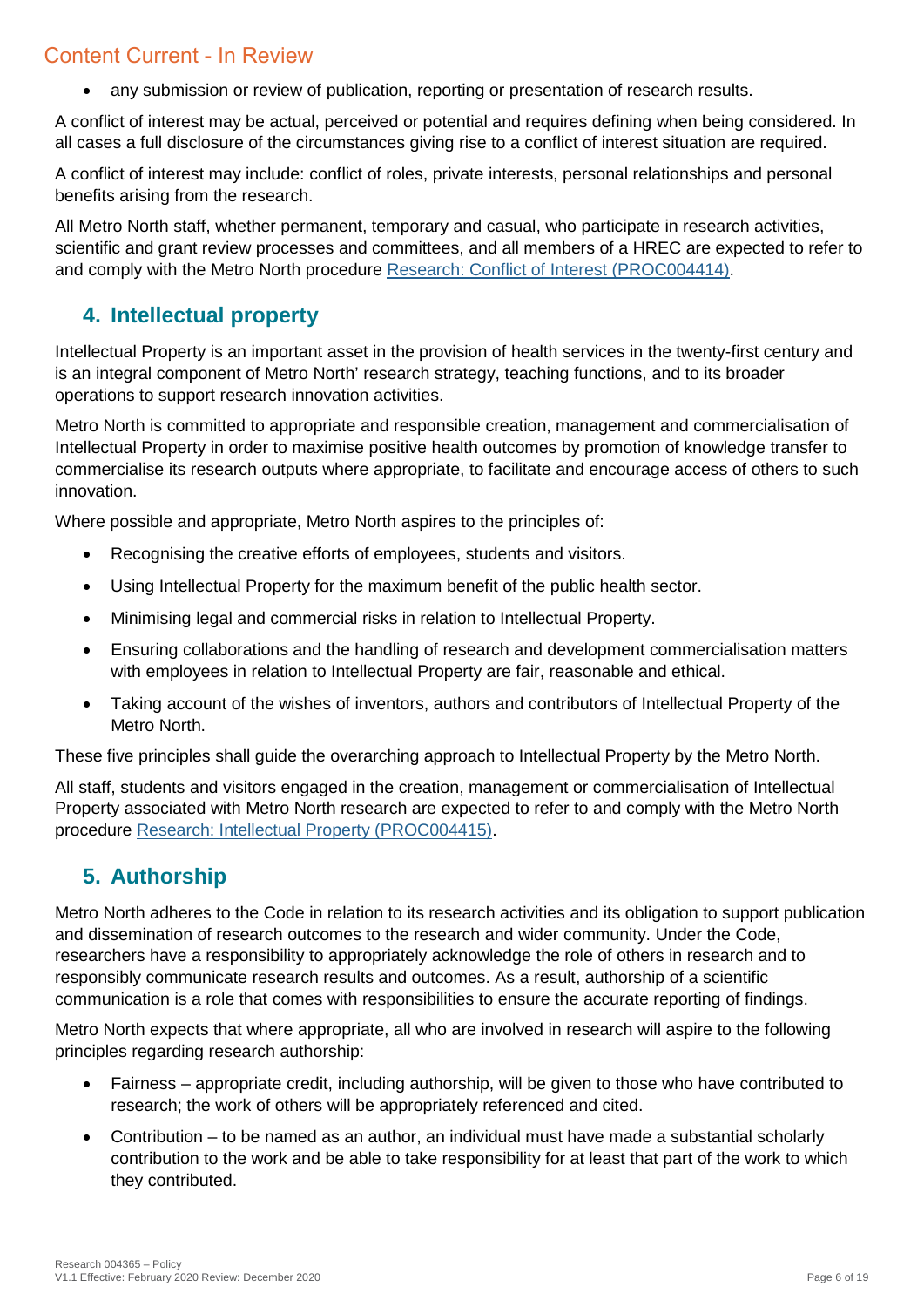- any submission or review of publication, reporting or presentation of research results.

A conflict of interest may be actual, perceived or potential and requires defining when being considered. In all cases a full disclosure of the circumstances giving rise to a conflict of interest situation are required.

A conflict of interest may include: conflict of roles, private interests, personal relationships and personal benefits arising from the research.

All Metro North staff, whether permanent, temporary and casual, who participate in research activities, scientific and grant review processes and committees, and all members of a HREC are expected to refer to and comply with the Metro North procedure [Research: Conflict of Interest (PROC004414)].

## 4. Intellectual property

Intellectual Property is an important asset in the provision of health services in the twenty-first century and is an integral component of Metro North' research strategy, teaching functions, and to its broader operations to support research innovation activities.

Metro North is committed to appropriate and responsible creation, management and commercialisation of Intellectual Property in order to maximise positive health outcomes by promotion of knowledge transfer to commercialise its research outputs where appropriate, to facilitate and encourage access of others to such innovation.

Where possible and appropriate, Metro North aspires to the principles of:

- Recognising the creative efforts of employees, students and visitors.
- Using Intellectual Property for the maximum benefit of the public health sector.
- Minimising legal and commercial risks in relation to Intellectual Property.
- Ensuring collaborations and the handling of research and development commercialisation matters with employees in relation to Intellectual Property are fair, reasonable and ethical.
- Taking account of the wishes of inventors, authors and contributors of Intellectual Property of the Metro North.

These five principles shall guide the overarching approach to Intellectual Property by the Metro North.

All staff, students and visitors engaged in the creation, management or commercialisation of Intellectual Property associated with Metro North research are expected to refer to and comply with the Metro North procedure [Research: Intellectual Property (PROC004415)].

## 5. Authorship

Metro North adheres to the Code in relation to its research activities and its obligation to support publication and dissemination of research outcomes to the research and wider community. Under the Code, researchers have a responsibility to appropriately acknowledge the role of others in research and to responsibly communicate research results and outcomes. As a result, authorship of a scientific communication is a role that comes with responsibilities to ensure the accurate reporting of findings.

Metro North expects that where appropriate, all who are involved in research will aspire to the following principles regarding research authorship:

- Fairness – appropriate credit, including authorship, will be given to those who have contributed to research; the work of others will be appropriately referenced and cited.
- Contribution – to be named as an author, an individual must have made a substantial scholarly contribution to the work and be able to take responsibility for at least that part of the work to which they contributed.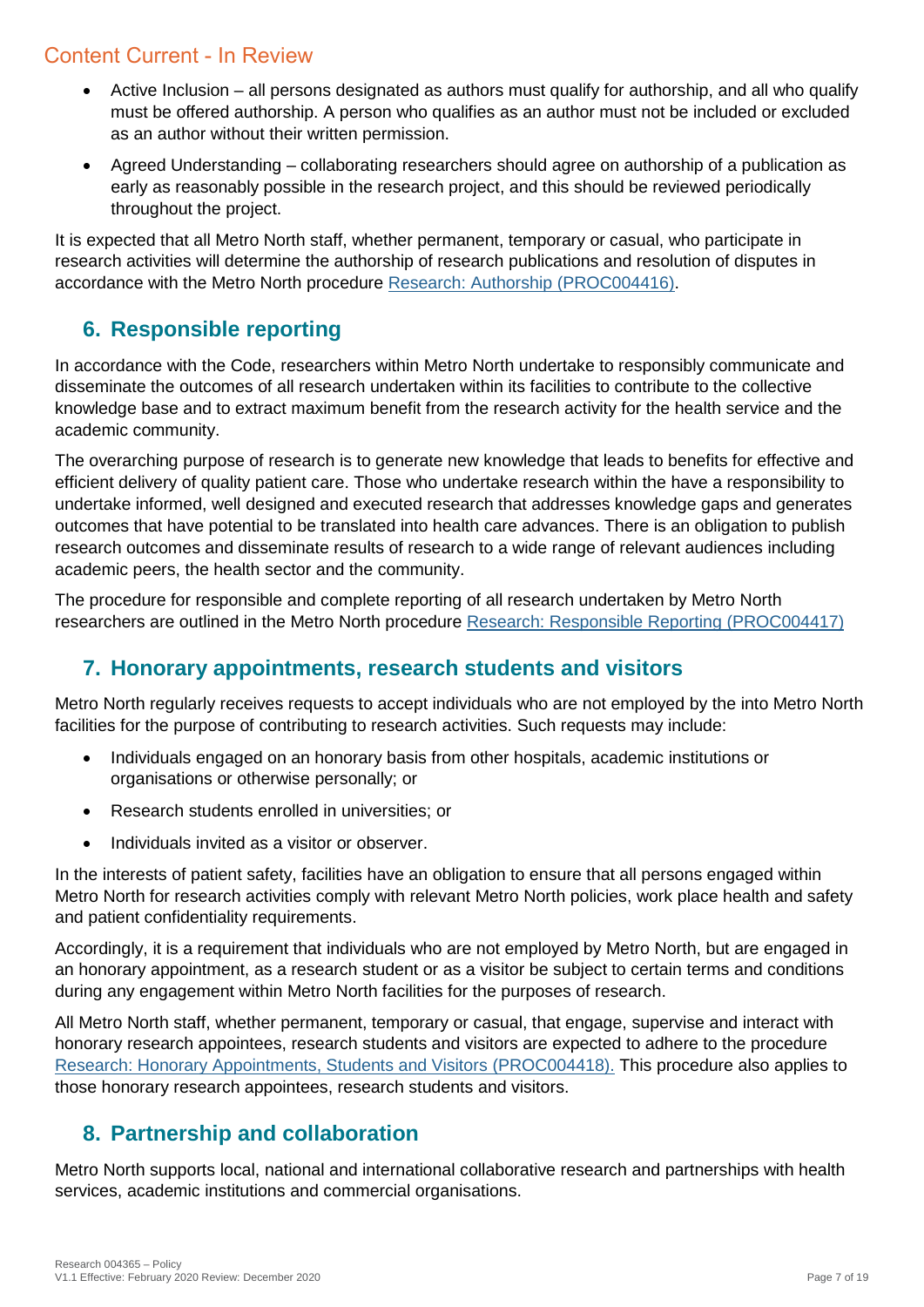- Active Inclusion – all persons designated as authors must qualify for authorship, and all who qualify must be offered authorship. A person who qualifies as an author must not be included or excluded as an author without their written permission.
- Agreed Understanding – collaborating researchers should agree on authorship of a publication as early as reasonably possible in the research project, and this should be reviewed periodically throughout the project.

It is expected that all Metro North staff, whether permanent, temporary or casual, who participate in research activities will determine the authorship of research publications and resolution of disputes in accordance with the Metro North procedure [Research: Authorship (PROC004416)].

## 6. Responsible reporting

In accordance with the Code, researchers within Metro North undertake to responsibly communicate and disseminate the outcomes of all research undertaken within its facilities to contribute to the collective knowledge base and to extract maximum benefit from the research activity for the health service and the academic community.

The overarching purpose of research is to generate new knowledge that leads to benefits for effective and efficient delivery of quality patient care. Those who undertake research within the have a responsibility to undertake informed, well designed and executed research that addresses knowledge gaps and generates outcomes that have potential to be translated into health care advances. There is an obligation to publish research outcomes and disseminate results of research to a wide range of relevant audiences including academic peers, the health sector and the community.

The procedure for responsible and complete reporting of all research undertaken by Metro North researchers are outlined in the Metro North procedure [Research: Responsible Reporting (PROC004417)]

## 7. Honorary appointments, research students and visitors

Metro North regularly receives requests to accept individuals who are not employed by the into Metro North facilities for the purpose of contributing to research activities. Such requests may include:

- Individuals engaged on an honorary basis from other hospitals, academic institutions or organisations or otherwise personally; or
- Research students enrolled in universities; or
- Individuals invited as a visitor or observer.

In the interests of patient safety, facilities have an obligation to ensure that all persons engaged within Metro North for research activities comply with relevant Metro North policies, work place health and safety and patient confidentiality requirements.

Accordingly, it is a requirement that individuals who are not employed by Metro North, but are engaged in an honorary appointment, as a research student or as a visitor be subject to certain terms and conditions during any engagement within Metro North facilities for the purposes of research.

All Metro North staff, whether permanent, temporary or casual, that engage, supervise and interact with honorary research appointees, research students and visitors are expected to adhere to the procedure [Research: Honorary Appointments, Students and Visitors (PROC004418).] This procedure also applies to those honorary research appointees, research students and visitors.

## 8. Partnership and collaboration

Metro North supports local, national and international collaborative research and partnerships with health services, academic institutions and commercial organisations.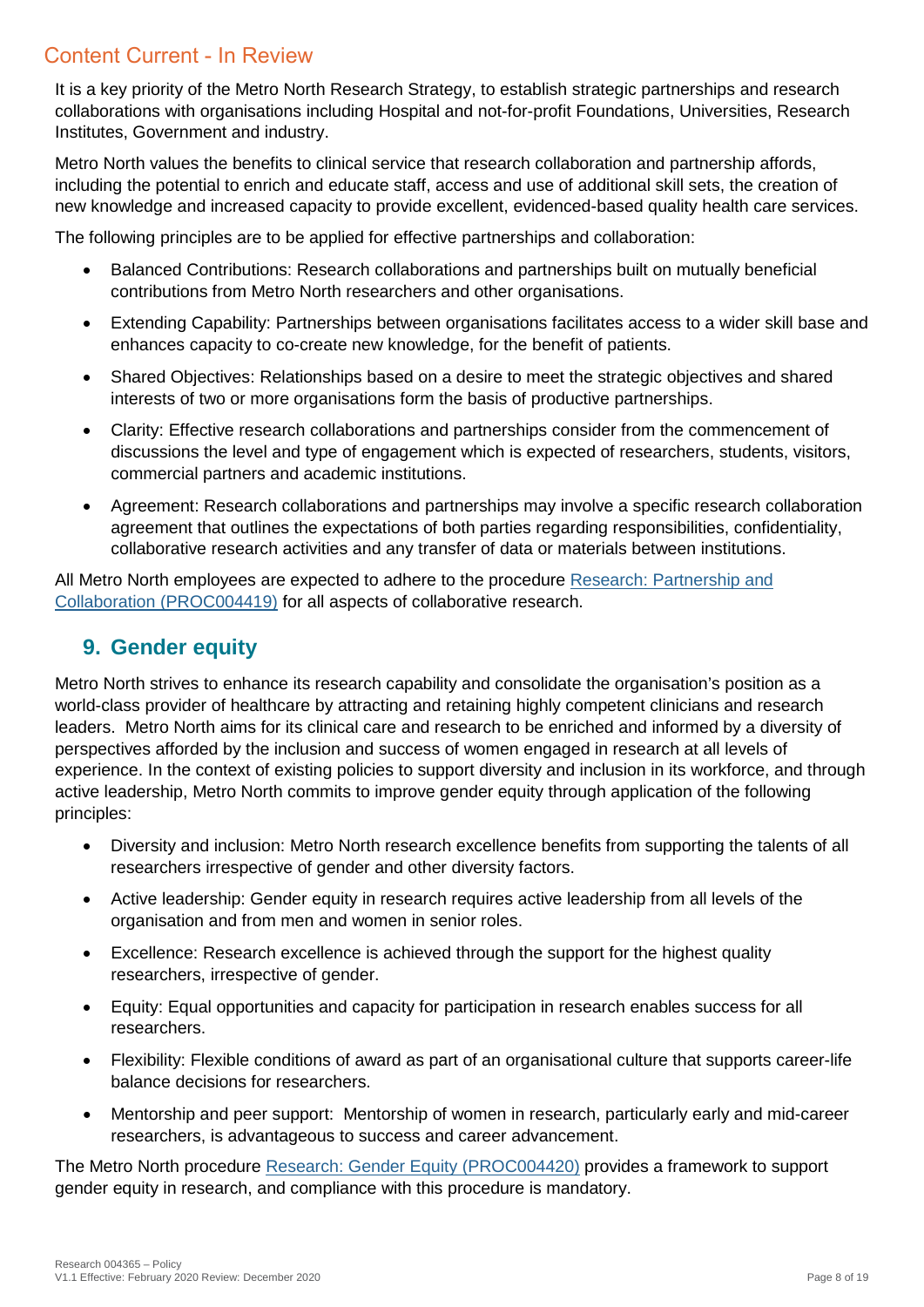It is a key priority of the Metro North Research Strategy, to establish strategic partnerships and research collaborations with organisations including Hospital and not-for-profit Foundations, Universities, Research Institutes, Government and industry.

Metro North values the benefits to clinical service that research collaboration and partnership affords, including the potential to enrich and educate staff, access and use of additional skill sets, the creation of new knowledge and increased capacity to provide excellent, evidenced-based quality health care services.

The following principles are to be applied for effective partnerships and collaboration:

- Balanced Contributions: Research collaborations and partnerships built on mutually beneficial contributions from Metro North researchers and other organisations.
- Extending Capability: Partnerships between organisations facilitates access to a wider skill base and enhances capacity to co-create new knowledge, for the benefit of patients.
- Shared Objectives: Relationships based on a desire to meet the strategic objectives and shared interests of two or more organisations form the basis of productive partnerships.
- Clarity: Effective research collaborations and partnerships consider from the commencement of discussions the level and type of engagement which is expected of researchers, students, visitors, commercial partners and academic institutions.
- Agreement: Research collaborations and partnerships may involve a specific research collaboration agreement that outlines the expectations of both parties regarding responsibilities, confidentiality, collaborative research activities and any transfer of data or materials between institutions.

All Metro North employees are expected to adhere to the procedure Research: Partnership and Collaboration (PROC004419) for all aspects of collaborative research.

## 9. Gender equity

Metro North strives to enhance its research capability and consolidate the organisation's position as a world-class provider of healthcare by attracting and retaining highly competent clinicians and research leaders. Metro North aims for its clinical care and research to be enriched and informed by a diversity of perspectives afforded by the inclusion and success of women engaged in research at all levels of experience. In the context of existing policies to support diversity and inclusion in its workforce, and through active leadership, Metro North commits to improve gender equity through application of the following principles:

- Diversity and inclusion: Metro North research excellence benefits from supporting the talents of all researchers irrespective of gender and other diversity factors.
- Active leadership: Gender equity in research requires active leadership from all levels of the organisation and from men and women in senior roles.
- Excellence: Research excellence is achieved through the support for the highest quality researchers, irrespective of gender.
- Equity: Equal opportunities and capacity for participation in research enables success for all researchers.
- Flexibility: Flexible conditions of award as part of an organisational culture that supports career-life balance decisions for researchers.
- Mentorship and peer support: Mentorship of women in research, particularly early and mid-career researchers, is advantageous to success and career advancement.

The Metro North procedure Research: Gender Equity (PROC004420) provides a framework to support gender equity in research, and compliance with this procedure is mandatory.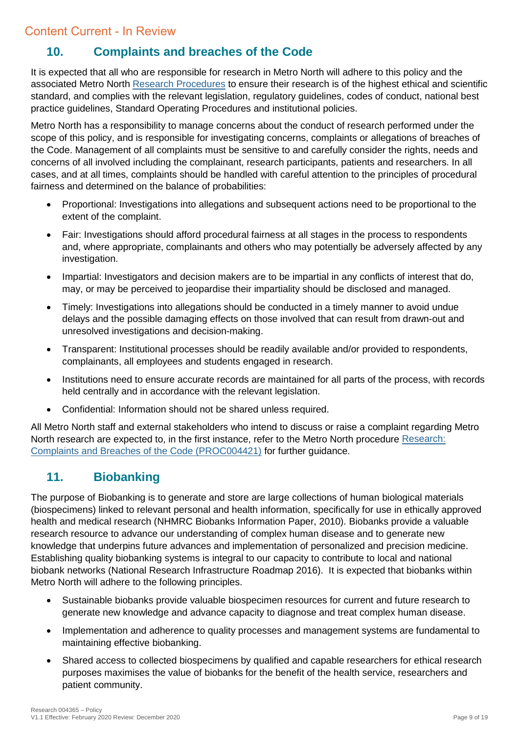Content Current - In Review

## 10. Complaints and breaches of the Code

It is expected that all who are responsible for research in Metro North will adhere to this policy and the associated Metro North Research Procedures to ensure their research is of the highest ethical and scientific standard, and complies with the relevant legislation, regulatory guidelines, codes of conduct, national best practice guidelines, Standard Operating Procedures and institutional policies.

Metro North has a responsibility to manage concerns about the conduct of research performed under the scope of this policy, and is responsible for investigating concerns, complaints or allegations of breaches of the Code. Management of all complaints must be sensitive to and carefully consider the rights, needs and concerns of all involved including the complainant, research participants, patients and researchers. In all cases, and at all times, complaints should be handled with careful attention to the principles of procedural fairness and determined on the balance of probabilities:

- Proportional: Investigations into allegations and subsequent actions need to be proportional to the extent of the complaint.
- Fair: Investigations should afford procedural fairness at all stages in the process to respondents and, where appropriate, complainants and others who may potentially be adversely affected by any investigation.
- Impartial: Investigators and decision makers are to be impartial in any conflicts of interest that do, may, or may be perceived to jeopardise their impartiality should be disclosed and managed.
- Timely: Investigations into allegations should be conducted in a timely manner to avoid undue delays and the possible damaging effects on those involved that can result from drawn-out and unresolved investigations and decision-making.
- Transparent: Institutional processes should be readily available and/or provided to respondents, complainants, all employees and students engaged in research.
- Institutions need to ensure accurate records are maintained for all parts of the process, with records held centrally and in accordance with the relevant legislation.
- Confidential: Information should not be shared unless required.

All Metro North staff and external stakeholders who intend to discuss or raise a complaint regarding Metro North research are expected to, in the first instance, refer to the Metro North procedure Research: Complaints and Breaches of the Code (PROC004421) for further guidance.

## 11. Biobanking

The purpose of Biobanking is to generate and store are large collections of human biological materials (biospecimens) linked to relevant personal and health information, specifically for use in ethically approved health and medical research (NHMRC Biobanks Information Paper, 2010). Biobanks provide a valuable research resource to advance our understanding of complex human disease and to generate new knowledge that underpins future advances and implementation of personalized and precision medicine. Establishing quality biobanking systems is integral to our capacity to contribute to local and national biobank networks (National Research Infrastructure Roadmap 2016). It is expected that biobanks within Metro North will adhere to the following principles.

- Sustainable biobanks provide valuable biospecimen resources for current and future research to generate new knowledge and advance capacity to diagnose and treat complex human disease.
- Implementation and adherence to quality processes and management systems are fundamental to maintaining effective biobanking.
- Shared access to collected biospecimens by qualified and capable researchers for ethical research purposes maximises the value of biobanks for the benefit of the health service, researchers and patient community.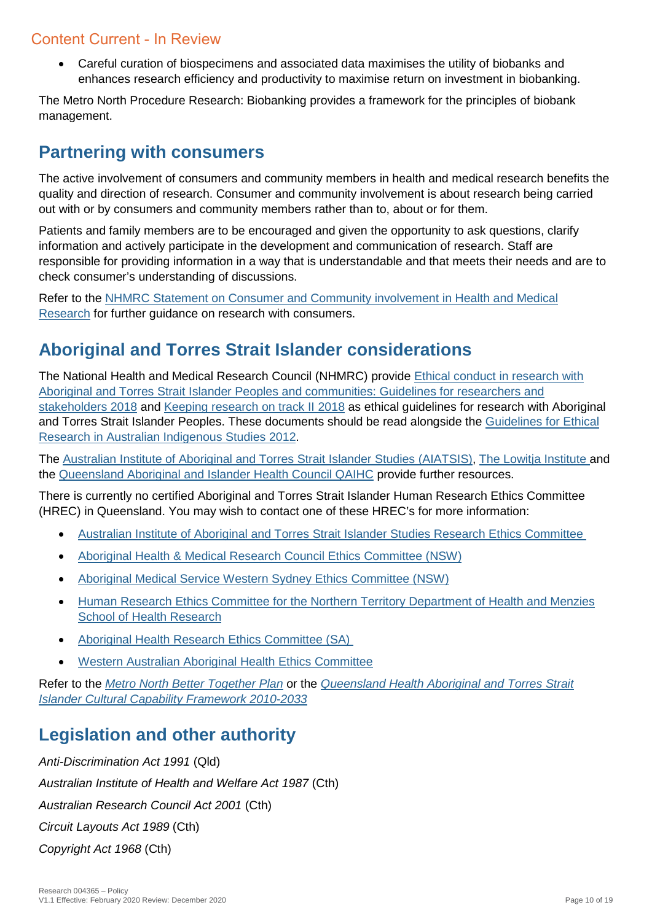- Careful curation of biospecimens and associated data maximises the utility of biobanks and enhances research efficiency and productivity to maximise return on investment in biobanking.

The Metro North Procedure Research: Biobanking provides a framework for the principles of biobank management.

## Partnering with consumers

The active involvement of consumers and community members in health and medical research benefits the quality and direction of research. Consumer and community involvement is about research being carried out with or by consumers and community members rather than to, about or for them.

Patients and family members are to be encouraged and given the opportunity to ask questions, clarify information and actively participate in the development and communication of research. Staff are responsible for providing information in a way that is understandable and that meets their needs and are to check consumer's understanding of discussions.

Refer to the NHMRC Statement on Consumer and Community involvement in Health and Medical Research for further guidance on research with consumers.

## Aboriginal and Torres Strait Islander considerations

The National Health and Medical Research Council (NHMRC) provide Ethical conduct in research with Aboriginal and Torres Strait Islander Peoples and communities: Guidelines for researchers and stakeholders 2018 and Keeping research on track II 2018 as ethical guidelines for research with Aboriginal and Torres Strait Islander Peoples. These documents should be read alongside the Guidelines for Ethical Research in Australian Indigenous Studies 2012.

The Australian Institute of Aboriginal and Torres Strait Islander Studies (AIATSIS), The Lowitja Institute and the Queensland Aboriginal and Islander Health Council QAIHC provide further resources.

There is currently no certified Aboriginal and Torres Strait Islander Human Research Ethics Committee (HREC) in Queensland. You may wish to contact one of these HREC's for more information:

- Australian Institute of Aboriginal and Torres Strait Islander Studies Research Ethics Committee
- Aboriginal Health & Medical Research Council Ethics Committee (NSW)
- Aboriginal Medical Service Western Sydney Ethics Committee (NSW)
- Human Research Ethics Committee for the Northern Territory Department of Health and Menzies School of Health Research
- Aboriginal Health Research Ethics Committee (SA)
- Western Australian Aboriginal Health Ethics Committee

Refer to the *Metro North Better Together Plan* or the *Queensland Health Aboriginal and Torres Strait Islander Cultural Capability Framework 2010-2033*

## Legislation and other authority

*Anti-Discrimination Act 1991* (Qld)

*Australian Institute of Health and Welfare Act 1987* (Cth)

*Australian Research Council Act 2001* (Cth)

*Circuit Layouts Act 1989* (Cth)

*Copyright Act 1968* (Cth)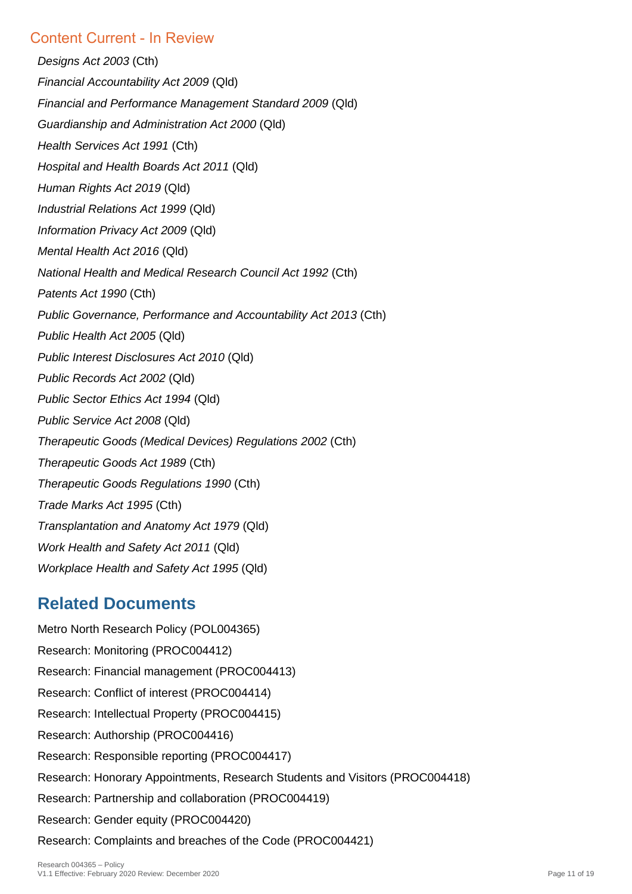*Designs Act 2003* (Cth)

*Financial Accountability Act 2009* (Qld)

*Financial and Performance Management Standard 2009* (Qld)

*Guardianship and Administration Act 2000* (Qld)

*Health Services Act 1991* (Cth)

*Hospital and Health Boards Act 2011* (Qld)

*Human Rights Act 2019* (Qld)

*Industrial Relations Act 1999* (Qld)

*Information Privacy Act 2009* (Qld)

*Mental Health Act 2016* (Qld)

*National Health and Medical Research Council Act 1992* (Cth)

*Patents Act 1990* (Cth)

*Public Governance, Performance and Accountability Act 2013* (Cth)

*Public Health Act 2005* (Qld)

*Public Interest Disclosures Act 2010* (Qld)

*Public Records Act 2002* (Qld)

*Public Sector Ethics Act 1994* (Qld)

*Public Service Act 2008* (Qld)

*Therapeutic Goods (Medical Devices) Regulations 2002* (Cth)

*Therapeutic Goods Act 1989* (Cth)

*Therapeutic Goods Regulations 1990* (Cth)

*Trade Marks Act 1995* (Cth)

*Transplantation and Anatomy Act 1979* (Qld)

*Work Health and Safety Act 2011* (Qld)

*Workplace Health and Safety Act 1995* (Qld)

## Related Documents

Metro North Research Policy (POL004365)

Research: Monitoring (PROC004412)

Research: Financial management (PROC004413)

Research: Conflict of interest (PROC004414)

Research: Intellectual Property (PROC004415)

Research: Authorship (PROC004416)

Research: Responsible reporting (PROC004417)

Research: Honorary Appointments, Research Students and Visitors (PROC004418)

Research: Partnership and collaboration (PROC004419)

Research: Gender equity (PROC004420)

Research: Complaints and breaches of the Code (PROC004421)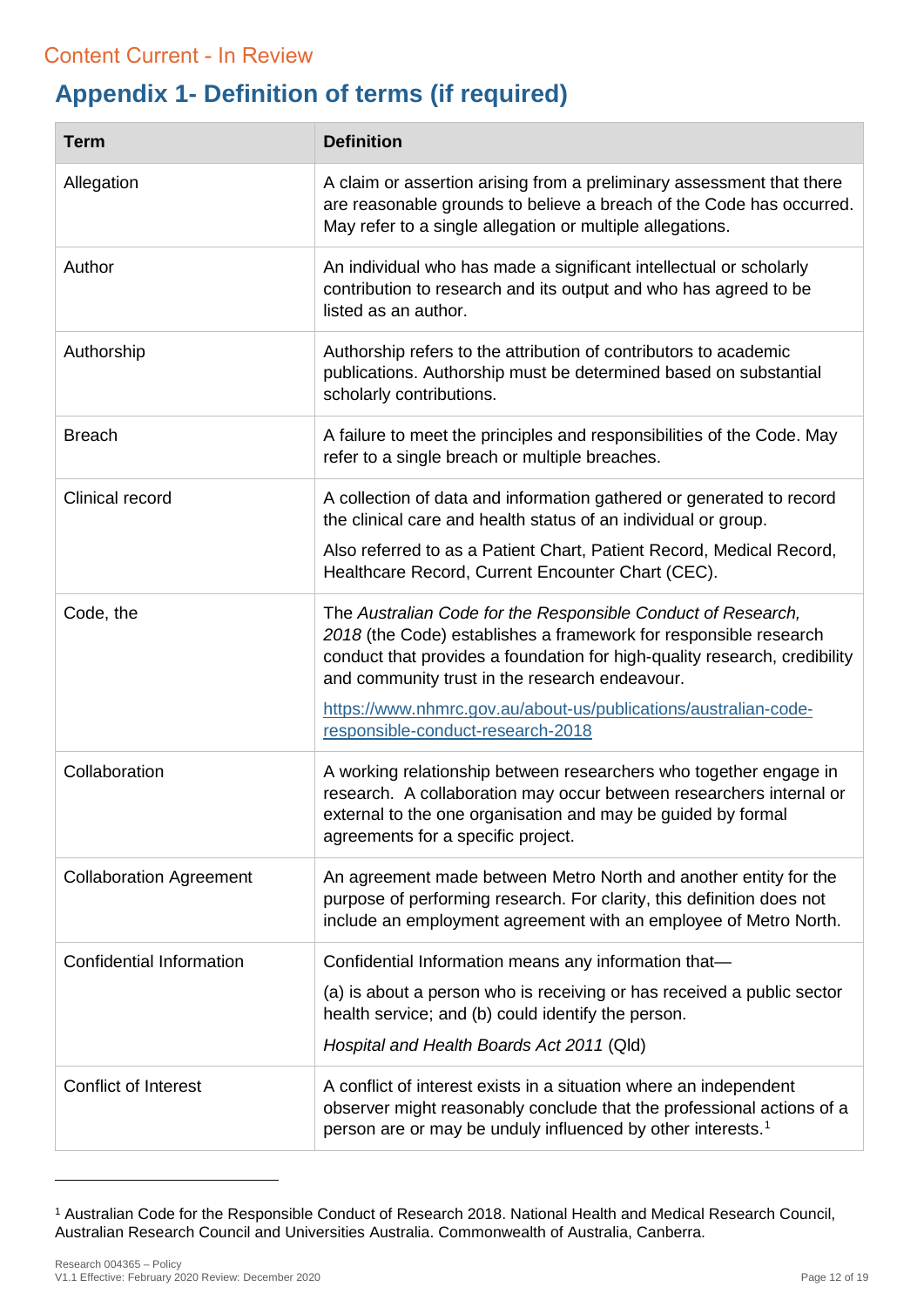Content Current - In Review

# Appendix 1- Definition of terms (if required)

| Term | Definition |
|---|---|
| Allegation | A claim or assertion arising from a preliminary assessment that there are reasonable grounds to believe a breach of the Code has occurred. May refer to a single allegation or multiple allegations. |
| Author | An individual who has made a significant intellectual or scholarly contribution to research and its output and who has agreed to be listed as an author. |
| Authorship | Authorship refers to the attribution of contributors to academic publications. Authorship must be determined based on substantial scholarly contributions. |
| Breach | A failure to meet the principles and responsibilities of the Code. May refer to a single breach or multiple breaches. |
| Clinical record | A collection of data and information gathered or generated to record the clinical care and health status of an individual or group.<br><br>Also referred to as a Patient Chart, Patient Record, Medical Record, Healthcare Record, Current Encounter Chart (CEC). |
| Code, the | The *Australian Code for the Responsible Conduct of Research, 2018* (the Code) establishes a framework for responsible research conduct that provides a foundation for high-quality research, credibility and community trust in the research endeavour.<br><br>https://www.nhmrc.gov.au/about-us/publications/australian-code-responsible-conduct-research-2018 |
| Collaboration | A working relationship between researchers who together engage in research. A collaboration may occur between researchers internal or external to the one organisation and may be guided by formal agreements for a specific project. |
| Collaboration Agreement | An agreement made between Metro North and another entity for the purpose of performing research. For clarity, this definition does not include an employment agreement with an employee of Metro North. |
| Confidential Information | Confidential Information means any information that—<br><br>(a) is about a person who is receiving or has received a public sector health service; and (b) could identify the person.<br><br>*Hospital and Health Boards Act 2011* (Qld) |
| Conflict of Interest | A conflict of interest exists in a situation where an independent observer might reasonably conclude that the professional actions of a person are or may be unduly influenced by other interests.[1] |

[1] Australian Code for the Responsible Conduct of Research 2018. National Health and Medical Research Council, Australian Research Council and Universities Australia. Commonwealth of Australia, Canberra.

Research 004365 – Policy
V1.1 Effective: February 2020 Review: December 2020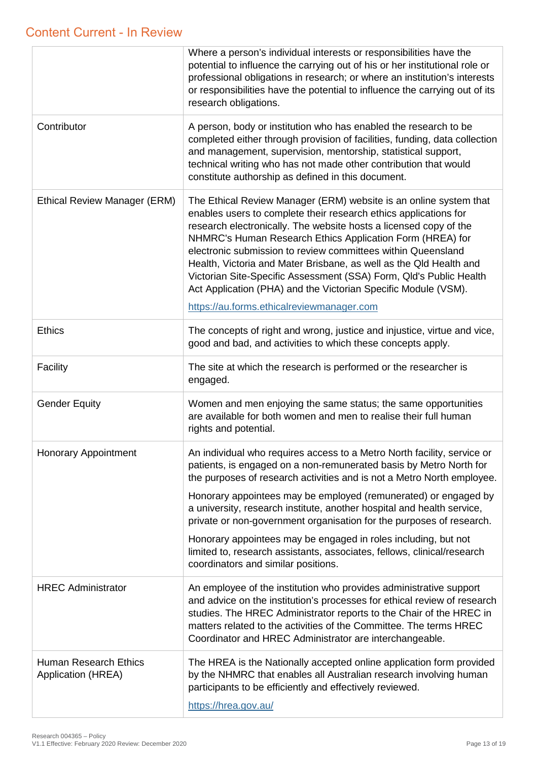Content Current - In Review

| | |
|---|---|
| | Where a person's individual interests or responsibilities have the potential to influence the carrying out of his or her institutional role or professional obligations in research; or where an institution's interests or responsibilities have the potential to influence the carrying out of its research obligations. |
| Contributor | A person, body or institution who has enabled the research to be completed either through provision of facilities, funding, data collection and management, supervision, mentorship, statistical support, technical writing who has not made other contribution that would constitute authorship as defined in this document. |
| Ethical Review Manager (ERM) | The Ethical Review Manager (ERM) website is an online system that enables users to complete their research ethics applications for research electronically. The website hosts a licensed copy of the NHMRC's Human Research Ethics Application Form (HREA) for electronic submission to review committees within Queensland Health, Victoria and Mater Brisbane, as well as the Qld Health and Victorian Site-Specific Assessment (SSA) Form, Qld's Public Health Act Application (PHA) and the Victorian Specific Module (VSM).<br><br>https://au.forms.ethicalreviewmanager.com |
| Ethics | The concepts of right and wrong, justice and injustice, virtue and vice, good and bad, and activities to which these concepts apply. |
| Facility | The site at which the research is performed or the researcher is engaged. |
| Gender Equity | Women and men enjoying the same status; the same opportunities are available for both women and men to realise their full human rights and potential. |
| Honorary Appointment | An individual who requires access to a Metro North facility, service or patients, is engaged on a non-remunerated basis by Metro North for the purposes of research activities and is not a Metro North employee.<br><br>Honorary appointees may be employed (remunerated) or engaged by a university, research institute, another hospital and health service, private or non-government organisation for the purposes of research.<br><br>Honorary appointees may be engaged in roles including, but not limited to, research assistants, associates, fellows, clinical/research coordinators and similar positions. |
| HREC Administrator | An employee of the institution who provides administrative support and advice on the institution's processes for ethical review of research studies. The HREC Administrator reports to the Chair of the HREC in matters related to the activities of the Committee. The terms HREC Coordinator and HREC Administrator are interchangeable. |
| Human Research Ethics Application (HREA) | The HREA is the Nationally accepted online application form provided by the NHMRC that enables all Australian research involving human participants to be efficiently and effectively reviewed.<br><br>https://hrea.gov.au/ |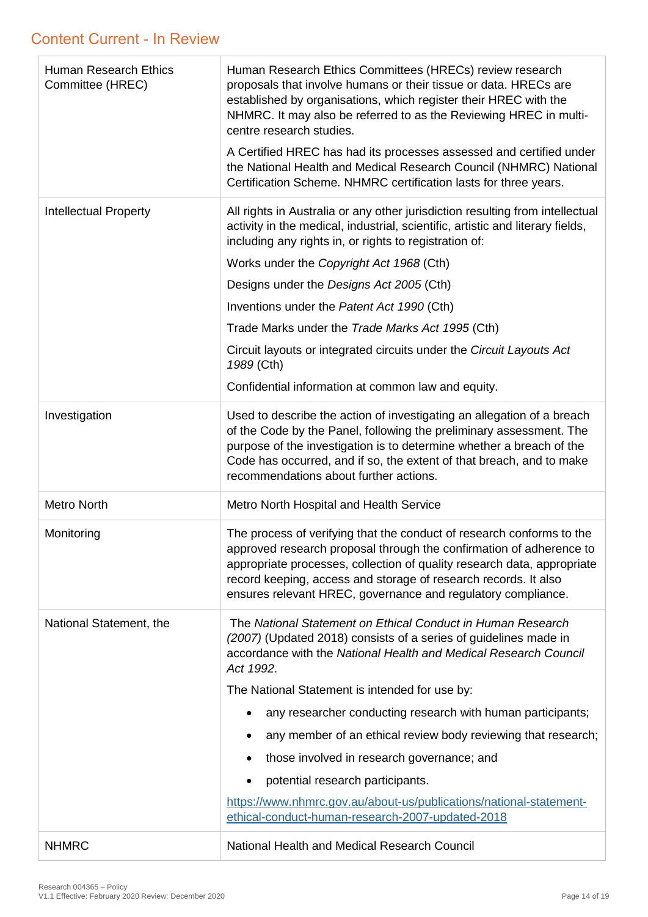Content Current - In Review

| | |
|---|---|
| Human Research Ethics Committee (HREC) | Human Research Ethics Committees (HRECs) review research proposals that involve humans or their tissue or data. HRECs are established by organisations, which register their HREC with the NHMRC. It may also be referred to as the Reviewing HREC in multi-centre research studies.<br><br>A Certified HREC has had its processes assessed and certified under the National Health and Medical Research Council (NHMRC) National Certification Scheme. NHMRC certification lasts for three years. |
| Intellectual Property | All rights in Australia or any other jurisdiction resulting from intellectual activity in the medical, industrial, scientific, artistic and literary fields, including any rights in, or rights to registration of:<br><br>Works under the *Copyright Act 1968* (Cth)<br><br>Designs under the *Designs Act 2005* (Cth)<br><br>Inventions under the *Patent Act 1990* (Cth)<br><br>Trade Marks under the *Trade Marks Act 1995* (Cth)<br><br>Circuit layouts or integrated circuits under the *Circuit Layouts Act 1989* (Cth)<br><br>Confidential information at common law and equity. |
| Investigation | Used to describe the action of investigating an allegation of a breach of the Code by the Panel, following the preliminary assessment. The purpose of the investigation is to determine whether a breach of the Code has occurred, and if so, the extent of that breach, and to make recommendations about further actions. |
| Metro North | Metro North Hospital and Health Service |
| Monitoring | The process of verifying that the conduct of research conforms to the approved research proposal through the confirmation of adherence to appropriate processes, collection of quality research data, appropriate record keeping, access and storage of research records. It also ensures relevant HREC, governance and regulatory compliance. |
| National Statement, the | The *National Statement on Ethical Conduct in Human Research (2007)* (Updated 2018) consists of a series of guidelines made in accordance with the *National Health and Medical Research Council Act 1992*.<br><br>The National Statement is intended for use by:<br><br>• any researcher conducting research with human participants;<br>• any member of an ethical review body reviewing that research;<br>• those involved in research governance; and<br>• potential research participants.<br><br>https://www.nhmrc.gov.au/about-us/publications/national-statement-ethical-conduct-human-research-2007-updated-2018 |
| NHMRC | National Health and Medical Research Council |

Research 004365 – Policy
V1.1 Effective: February 2020 Review: December 2020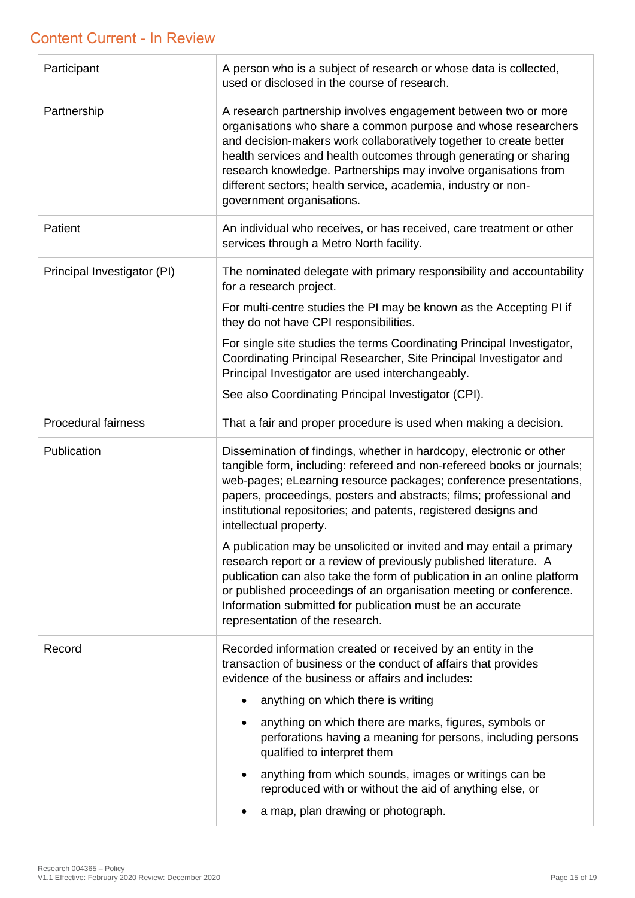Content Current - In Review

| | |
|---|---|
| Participant | A person who is a subject of research or whose data is collected, used or disclosed in the course of research. |
| Partnership | A research partnership involves engagement between two or more organisations who share a common purpose and whose researchers and decision-makers work collaboratively together to create better health services and health outcomes through generating or sharing research knowledge. Partnerships may involve organisations from different sectors; health service, academia, industry or non-government organisations. |
| Patient | An individual who receives, or has received, care treatment or other services through a Metro North facility. |
| Principal Investigator (PI) | The nominated delegate with primary responsibility and accountability for a research project.<br><br>For multi-centre studies the PI may be known as the Accepting PI if they do not have CPI responsibilities.<br><br>For single site studies the terms Coordinating Principal Investigator, Coordinating Principal Researcher, Site Principal Investigator and Principal Investigator are used interchangeably.<br><br>See also Coordinating Principal Investigator (CPI). |
| Procedural fairness | That a fair and proper procedure is used when making a decision. |
| Publication | Dissemination of findings, whether in hardcopy, electronic or other tangible form, including: refereed and non-refereed books or journals; web-pages; eLearning resource packages; conference presentations, papers, proceedings, posters and abstracts; films; professional and institutional repositories; and patents, registered designs and intellectual property.<br><br>A publication may be unsolicited or invited and may entail a primary research report or a review of previously published literature. A publication can also take the form of publication in an online platform or published proceedings of an organisation meeting or conference. Information submitted for publication must be an accurate representation of the research. |
| Record | Recorded information created or received by an entity in the transaction of business or the conduct of affairs that provides evidence of the business or affairs and includes:<br><br>• anything on which there is writing<br>• anything on which there are marks, figures, symbols or perforations having a meaning for persons, including persons qualified to interpret them<br>• anything from which sounds, images or writings can be reproduced with or without the aid of anything else, or<br>• a map, plan drawing or photograph. |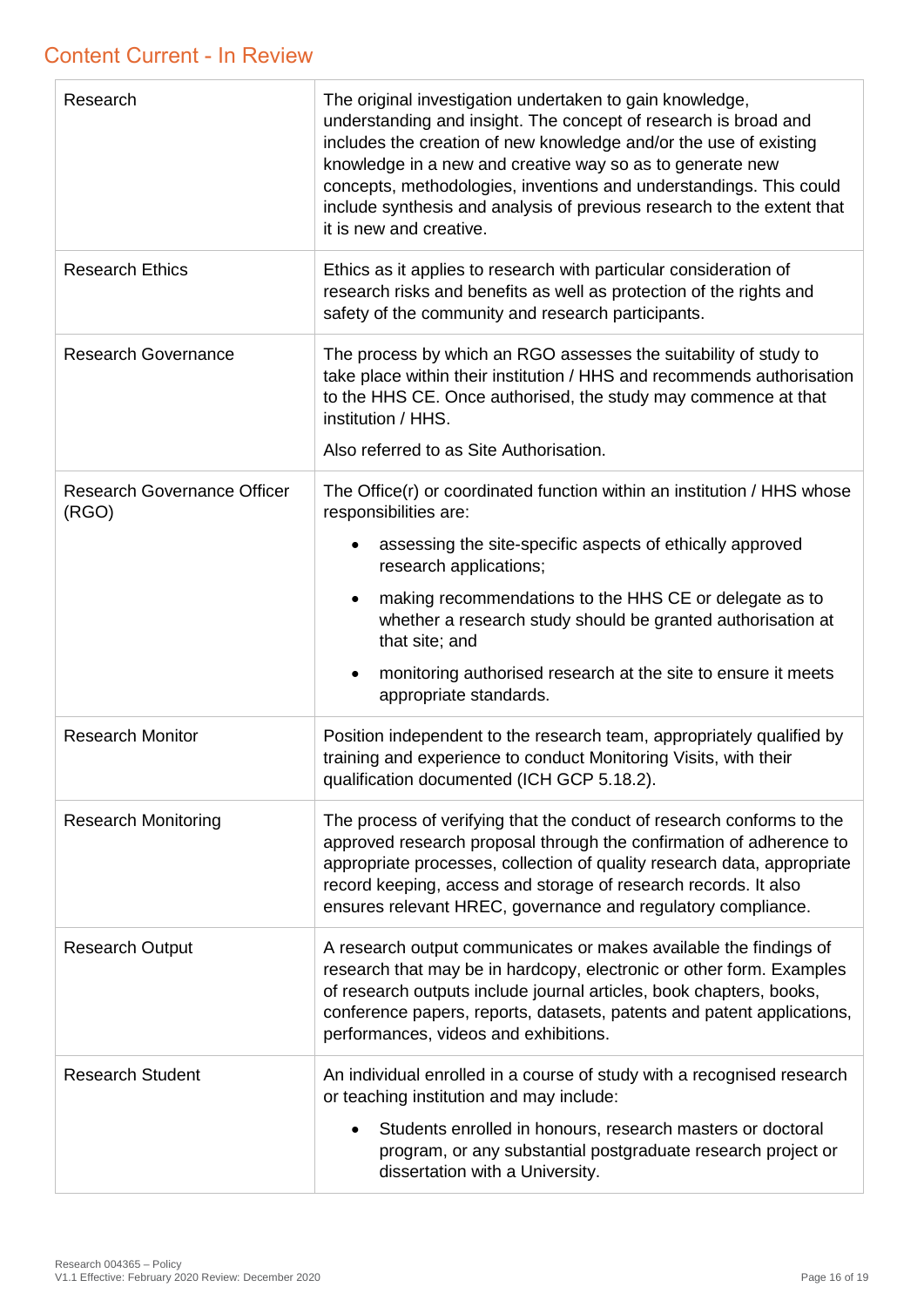| | |
|---|---|
| Research | The original investigation undertaken to gain knowledge, understanding and insight. The concept of research is broad and includes the creation of new knowledge and/or the use of existing knowledge in a new and creative way so as to generate new concepts, methodologies, inventions and understandings. This could include synthesis and analysis of previous research to the extent that it is new and creative. |
| Research Ethics | Ethics as it applies to research with particular consideration of research risks and benefits as well as protection of the rights and safety of the community and research participants. |
| Research Governance | The process by which an RGO assesses the suitability of study to take place within their institution / HHS and recommends authorisation to the HHS CE. Once authorised, the study may commence at that institution / HHS.<br><br>Also referred to as Site Authorisation. |
| Research Governance Officer (RGO) | The Office(r) or coordinated function within an institution / HHS whose responsibilities are:<br>• assessing the site-specific aspects of ethically approved research applications;<br>• making recommendations to the HHS CE or delegate as to whether a research study should be granted authorisation at that site; and<br>• monitoring authorised research at the site to ensure it meets appropriate standards. |
| Research Monitor | Position independent to the research team, appropriately qualified by training and experience to conduct Monitoring Visits, with their qualification documented (ICH GCP 5.18.2). |
| Research Monitoring | The process of verifying that the conduct of research conforms to the approved research proposal through the confirmation of adherence to appropriate processes, collection of quality research data, appropriate record keeping, access and storage of research records. It also ensures relevant HREC, governance and regulatory compliance. |
| Research Output | A research output communicates or makes available the findings of research that may be in hardcopy, electronic or other form. Examples of research outputs include journal articles, book chapters, books, conference papers, reports, datasets, patents and patent applications, performances, videos and exhibitions. |
| Research Student | An individual enrolled in a course of study with a recognised research or teaching institution and may include:<br>• Students enrolled in honours, research masters or doctoral program, or any substantial postgraduate research project or dissertation with a University. |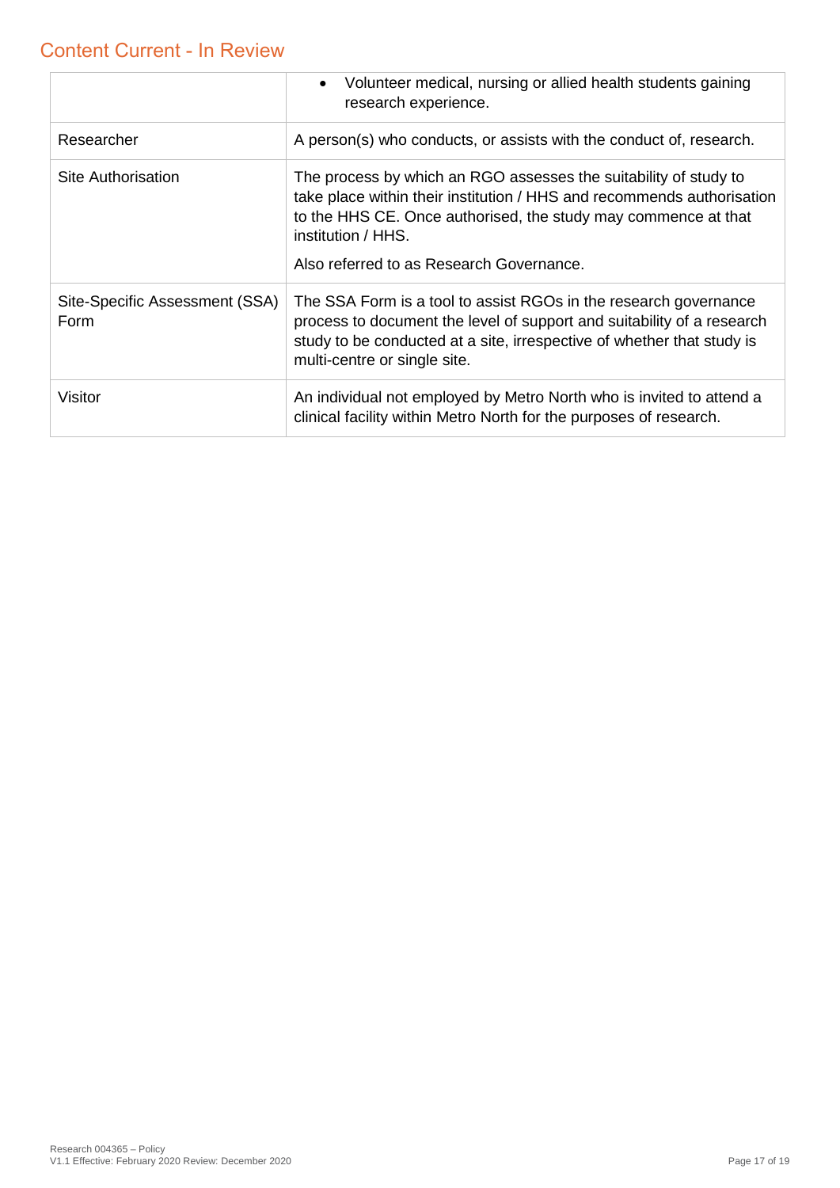Content Current - In Review

| | |
|---|---|
| | • Volunteer medical, nursing or allied health students gaining research experience. |
| Researcher | A person(s) who conducts, or assists with the conduct of, research. |
| Site Authorisation | The process by which an RGO assesses the suitability of study to take place within their institution / HHS and recommends authorisation to the HHS CE. Once authorised, the study may commence at that institution / HHS.<br><br>Also referred to as Research Governance. |
| Site-Specific Assessment (SSA) Form | The SSA Form is a tool to assist RGOs in the research governance process to document the level of support and suitability of a research study to be conducted at a site, irrespective of whether that study is multi-centre or single site. |
| Visitor | An individual not employed by Metro North who is invited to attend a clinical facility within Metro North for the purposes of research. |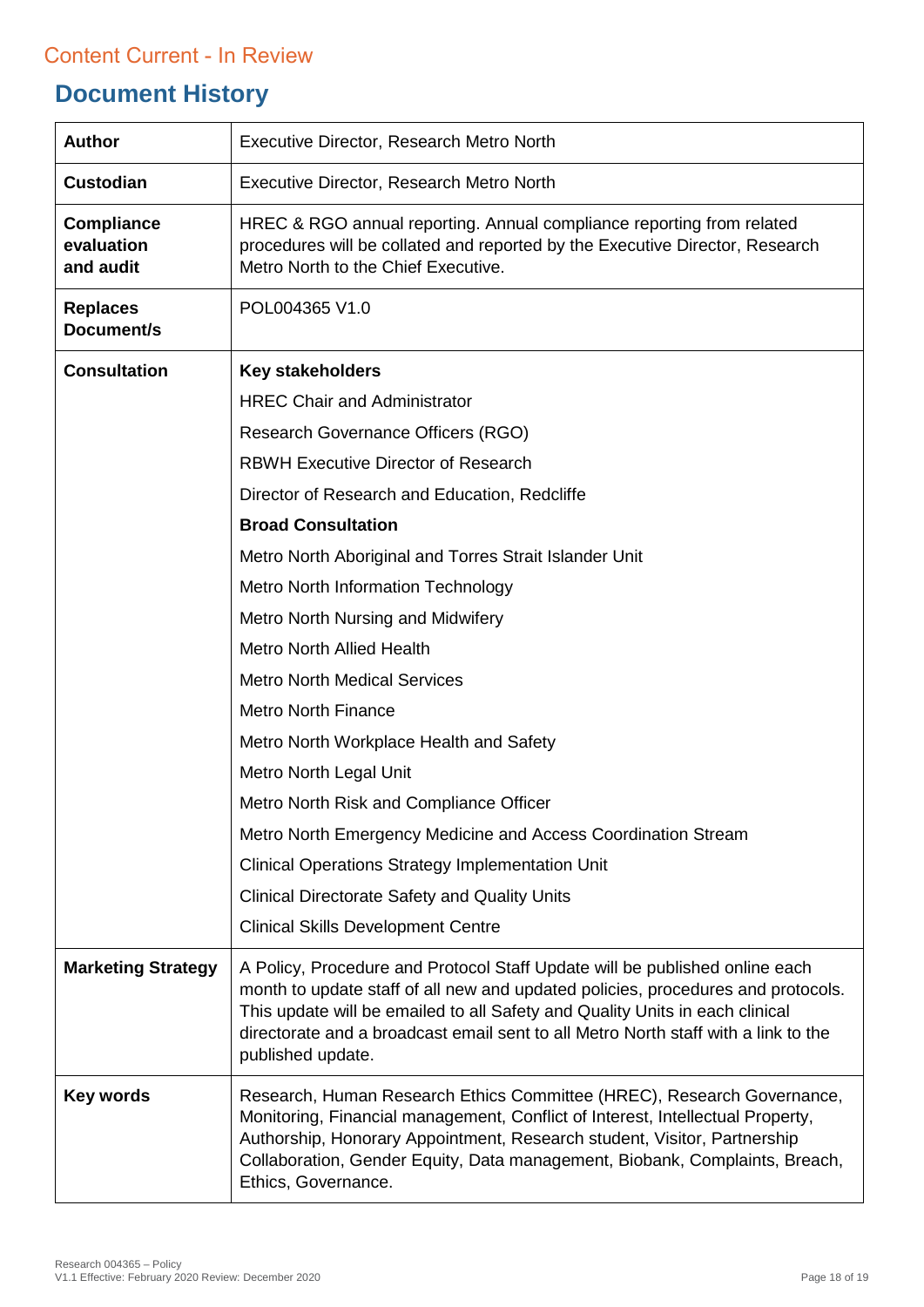Content Current - In Review

# Document History

| | |
|---|---|
| **Author** | Executive Director, Research Metro North |
| **Custodian** | Executive Director, Research Metro North |
| **Compliance evaluation and audit** | HREC & RGO annual reporting. Annual compliance reporting from related procedures will be collated and reported by the Executive Director, Research Metro North to the Chief Executive. |
| **Replaces Document/s** | POL004365 V1.0 |
| **Consultation** | **Key stakeholders**<br>HREC Chair and Administrator<br>Research Governance Officers (RGO)<br>RBWH Executive Director of Research<br>Director of Research and Education, Redcliffe<br>**Broad Consultation**<br>Metro North Aboriginal and Torres Strait Islander Unit<br>Metro North Information Technology<br>Metro North Nursing and Midwifery<br>Metro North Allied Health<br>Metro North Medical Services<br>Metro North Finance<br>Metro North Workplace Health and Safety<br>Metro North Legal Unit<br>Metro North Risk and Compliance Officer<br>Metro North Emergency Medicine and Access Coordination Stream<br>Clinical Operations Strategy Implementation Unit<br>Clinical Directorate Safety and Quality Units<br>Clinical Skills Development Centre |
| **Marketing Strategy** | A Policy, Procedure and Protocol Staff Update will be published online each month to update staff of all new and updated policies, procedures and protocols. This update will be emailed to all Safety and Quality Units in each clinical directorate and a broadcast email sent to all Metro North staff with a link to the published update. |
| **Key words** | Research, Human Research Ethics Committee (HREC), Research Governance, Monitoring, Financial management, Conflict of Interest, Intellectual Property, Authorship, Honorary Appointment, Research student, Visitor, Partnership Collaboration, Gender Equity, Data management, Biobank, Complaints, Breach, Ethics, Governance. |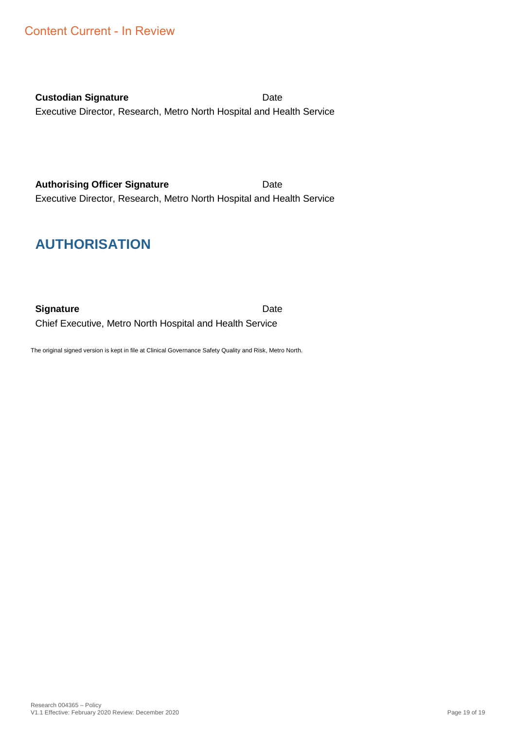Content Current - In Review

**Custodian Signature** Date

Executive Director, Research, Metro North Hospital and Health Service

**Authorising Officer Signature** Date

Executive Director, Research, Metro North Hospital and Health Service

## AUTHORISATION

**Signature** Date

Chief Executive, Metro North Hospital and Health Service

The original signed version is kept in file at Clinical Governance Safety Quality and Risk, Metro North.